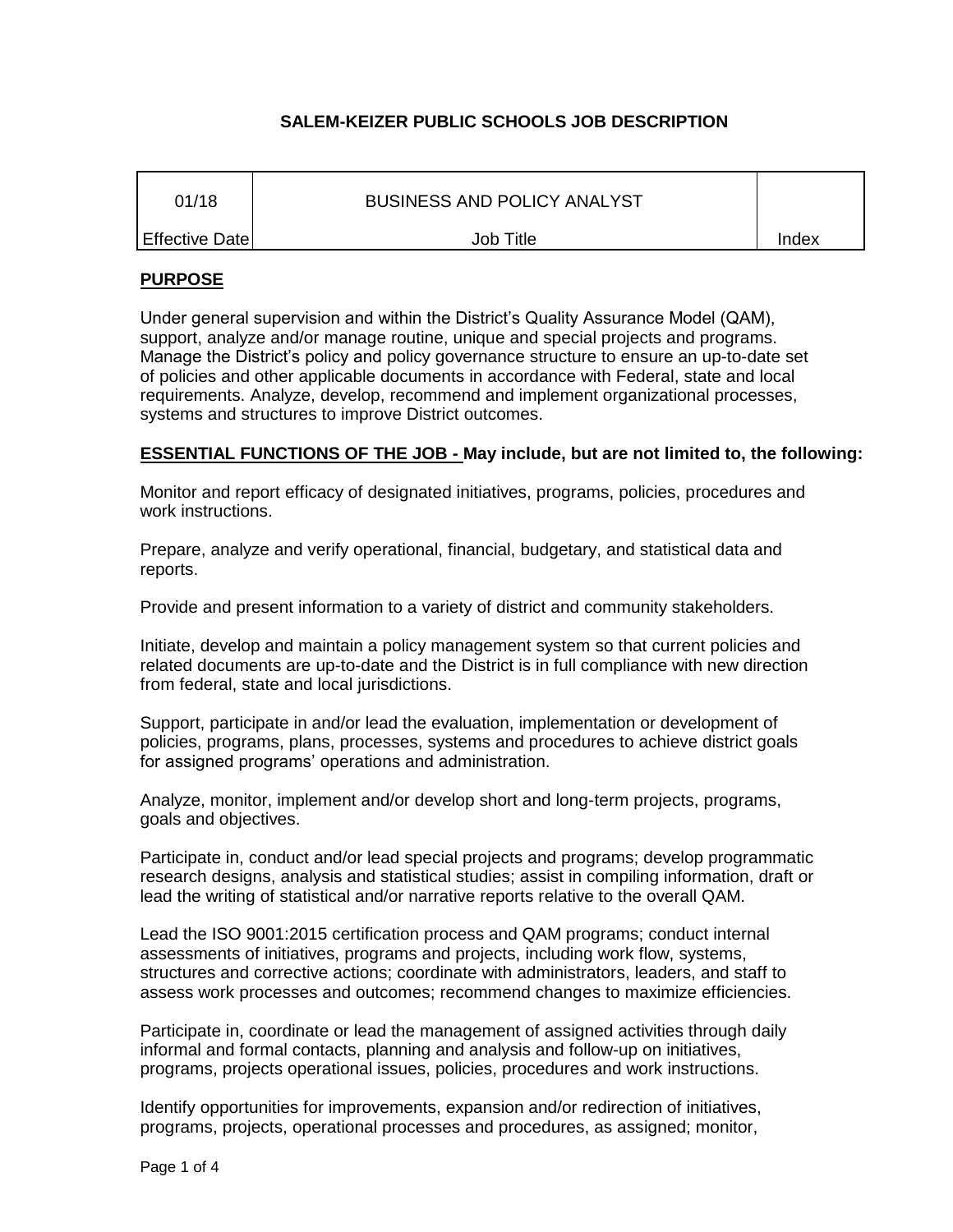# SALEM-KEIZER PUBLIC SCHOOLS JOB DESCRIPTION

| 01/18 | BUSINESS AND POLICY ANALYST | |
|---|---|---|
| Effective Date | Job Title | Index |

## PURPOSE

Under general supervision and within the District's Quality Assurance Model (QAM), support, analyze and/or manage routine, unique and special projects and programs. Manage the District's policy and policy governance structure to ensure an up-to-date set of policies and other applicable documents in accordance with Federal, state and local requirements. Analyze, develop, recommend and implement organizational processes, systems and structures to improve District outcomes.

## ESSENTIAL FUNCTIONS OF THE JOB - May include, but are not limited to, the following:

Monitor and report efficacy of designated initiatives, programs, policies, procedures and work instructions.

Prepare, analyze and verify operational, financial, budgetary, and statistical data and reports.

Provide and present information to a variety of district and community stakeholders.

Initiate, develop and maintain a policy management system so that current policies and related documents are up-to-date and the District is in full compliance with new direction from federal, state and local jurisdictions.

Support, participate in and/or lead the evaluation, implementation or development of policies, programs, plans, processes, systems and procedures to achieve district goals for assigned programs' operations and administration.

Analyze, monitor, implement and/or develop short and long-term projects, programs, goals and objectives.

Participate in, conduct and/or lead special projects and programs; develop programmatic research designs, analysis and statistical studies; assist in compiling information, draft or lead the writing of statistical and/or narrative reports relative to the overall QAM.

Lead the ISO 9001:2015 certification process and QAM programs; conduct internal assessments of initiatives, programs and projects, including work flow, systems, structures and corrective actions; coordinate with administrators, leaders, and staff to assess work processes and outcomes; recommend changes to maximize efficiencies.

Participate in, coordinate or lead the management of assigned activities through daily informal and formal contacts, planning and analysis and follow-up on initiatives, programs, projects operational issues, policies, procedures and work instructions.

Identify opportunities for improvements, expansion and/or redirection of initiatives, programs, projects, operational processes and procedures, as assigned; monitor,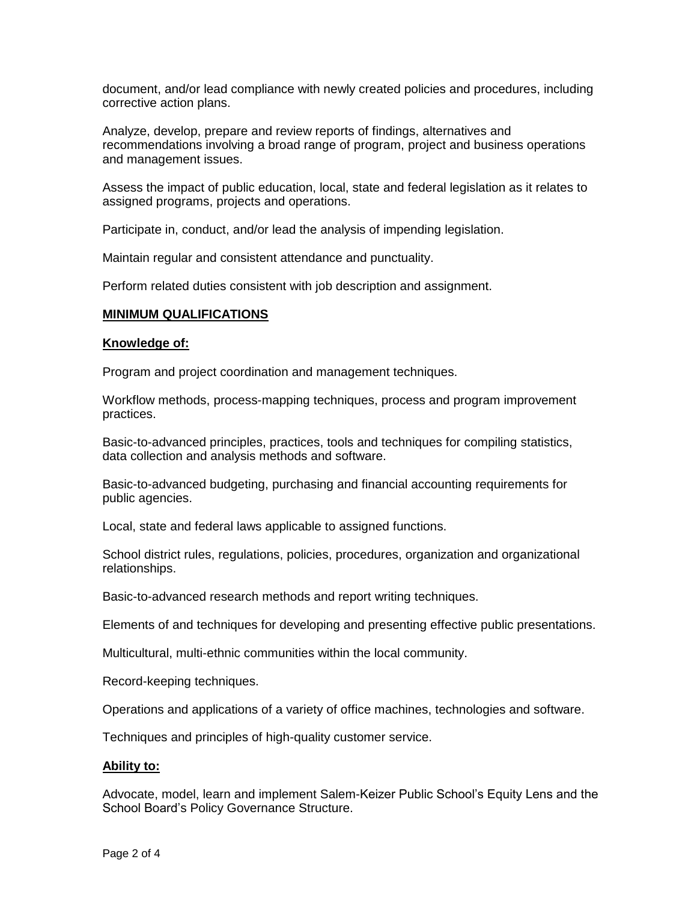document, and/or lead compliance with newly created policies and procedures, including corrective action plans.

Analyze, develop, prepare and review reports of findings, alternatives and recommendations involving a broad range of program, project and business operations and management issues.

Assess the impact of public education, local, state and federal legislation as it relates to assigned programs, projects and operations.

Participate in, conduct, and/or lead the analysis of impending legislation.

Maintain regular and consistent attendance and punctuality.

Perform related duties consistent with job description and assignment.

## MINIMUM QUALIFICATIONS

### Knowledge of:

Program and project coordination and management techniques.

Workflow methods, process-mapping techniques, process and program improvement practices.

Basic-to-advanced principles, practices, tools and techniques for compiling statistics, data collection and analysis methods and software.

Basic-to-advanced budgeting, purchasing and financial accounting requirements for public agencies.

Local, state and federal laws applicable to assigned functions.

School district rules, regulations, policies, procedures, organization and organizational relationships.

Basic-to-advanced research methods and report writing techniques.

Elements of and techniques for developing and presenting effective public presentations.

Multicultural, multi-ethnic communities within the local community.

Record-keeping techniques.

Operations and applications of a variety of office machines, technologies and software.

Techniques and principles of high-quality customer service.

### Ability to:

Advocate, model, learn and implement Salem-Keizer Public School's Equity Lens and the School Board's Policy Governance Structure.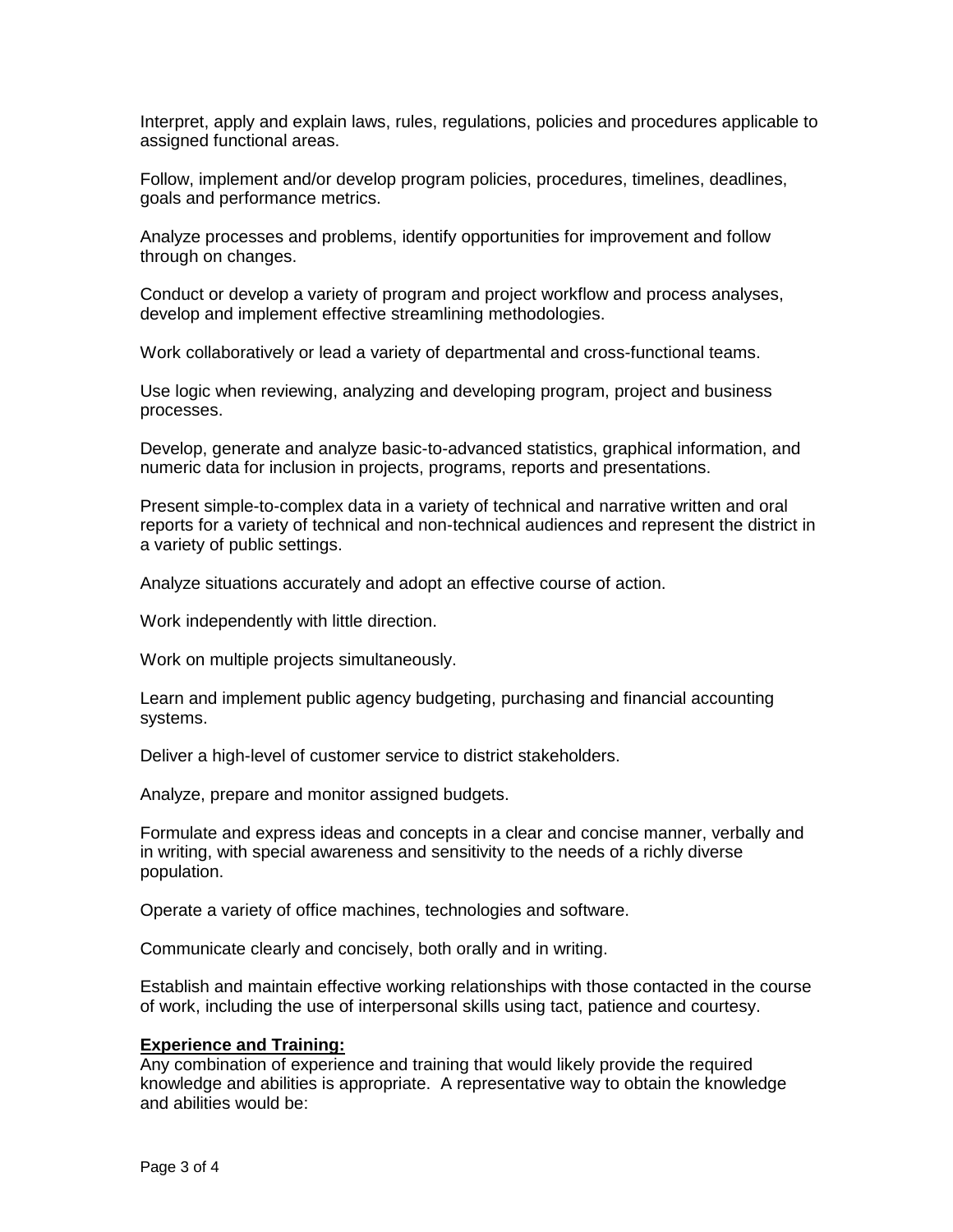Interpret, apply and explain laws, rules, regulations, policies and procedures applicable to assigned functional areas.

Follow, implement and/or develop program policies, procedures, timelines, deadlines, goals and performance metrics.

Analyze processes and problems, identify opportunities for improvement and follow through on changes.

Conduct or develop a variety of program and project workflow and process analyses, develop and implement effective streamlining methodologies.

Work collaboratively or lead a variety of departmental and cross-functional teams.

Use logic when reviewing, analyzing and developing program, project and business processes.

Develop, generate and analyze basic-to-advanced statistics, graphical information, and numeric data for inclusion in projects, programs, reports and presentations.

Present simple-to-complex data in a variety of technical and narrative written and oral reports for a variety of technical and non-technical audiences and represent the district in a variety of public settings.

Analyze situations accurately and adopt an effective course of action.

Work independently with little direction.

Work on multiple projects simultaneously.

Learn and implement public agency budgeting, purchasing and financial accounting systems.

Deliver a high-level of customer service to district stakeholders.

Analyze, prepare and monitor assigned budgets.

Formulate and express ideas and concepts in a clear and concise manner, verbally and in writing, with special awareness and sensitivity to the needs of a richly diverse population.

Operate a variety of office machines, technologies and software.

Communicate clearly and concisely, both orally and in writing.

Establish and maintain effective working relationships with those contacted in the course of work, including the use of interpersonal skills using tact, patience and courtesy.

**Experience and Training:**

Any combination of experience and training that would likely provide the required knowledge and abilities is appropriate. A representative way to obtain the knowledge and abilities would be: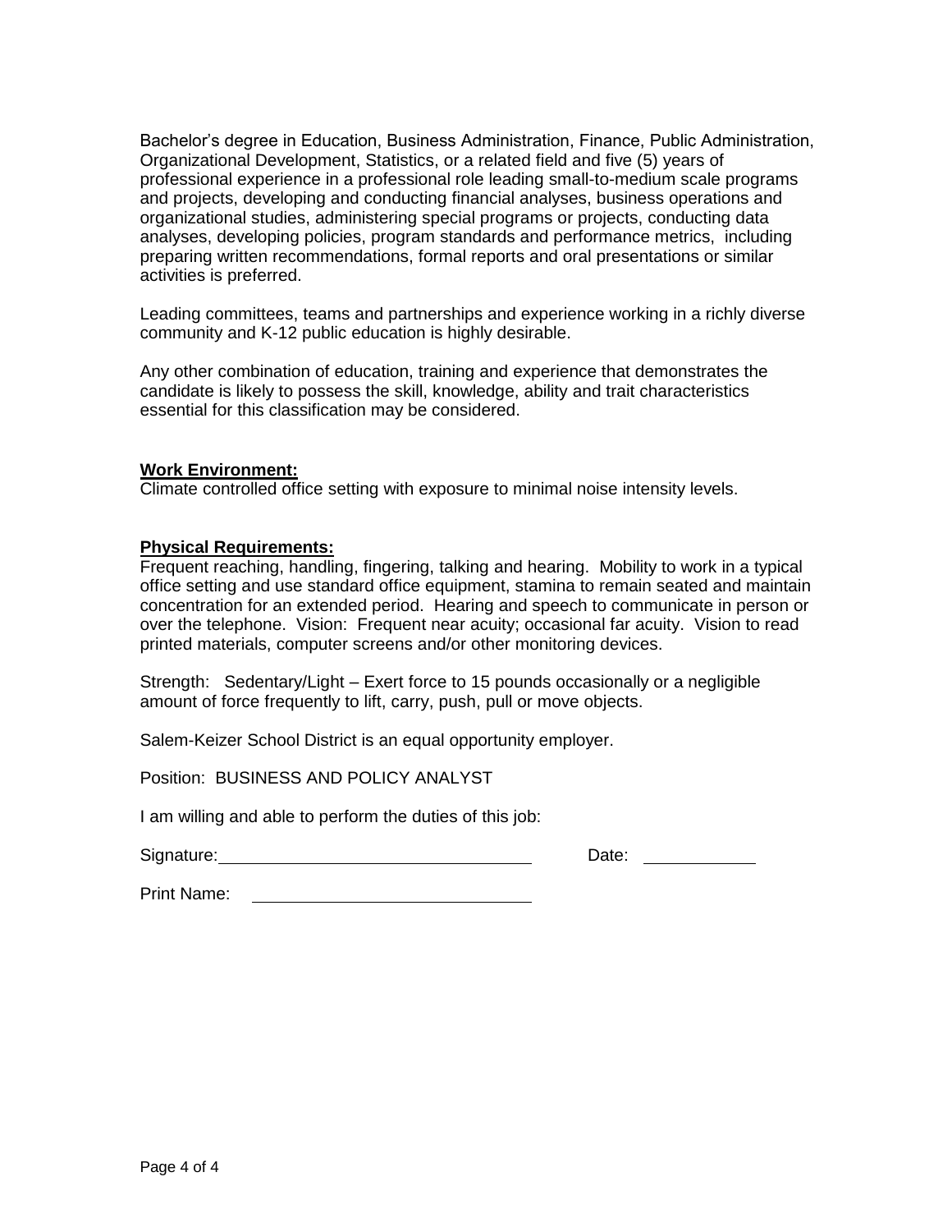Bachelor's degree in Education, Business Administration, Finance, Public Administration, Organizational Development, Statistics, or a related field and five (5) years of professional experience in a professional role leading small-to-medium scale programs and projects, developing and conducting financial analyses, business operations and organizational studies, administering special programs or projects, conducting data analyses, developing policies, program standards and performance metrics, including preparing written recommendations, formal reports and oral presentations or similar activities is preferred.

Leading committees, teams and partnerships and experience working in a richly diverse community and K-12 public education is highly desirable.

Any other combination of education, training and experience that demonstrates the candidate is likely to possess the skill, knowledge, ability and trait characteristics essential for this classification may be considered.

**Work Environment:**

Climate controlled office setting with exposure to minimal noise intensity levels.

**Physical Requirements:**

Frequent reaching, handling, fingering, talking and hearing. Mobility to work in a typical office setting and use standard office equipment, stamina to remain seated and maintain concentration for an extended period. Hearing and speech to communicate in person or over the telephone. Vision: Frequent near acuity; occasional far acuity. Vision to read printed materials, computer screens and/or other monitoring devices.

Strength: Sedentary/Light – Exert force to 15 pounds occasionally or a negligible amount of force frequently to lift, carry, push, pull or move objects.

Salem-Keizer School District is an equal opportunity employer.

Position: BUSINESS AND POLICY ANALYST

I am willing and able to perform the duties of this job:

Signature: ______________________________ Date: ____________

Print Name: ______________________________